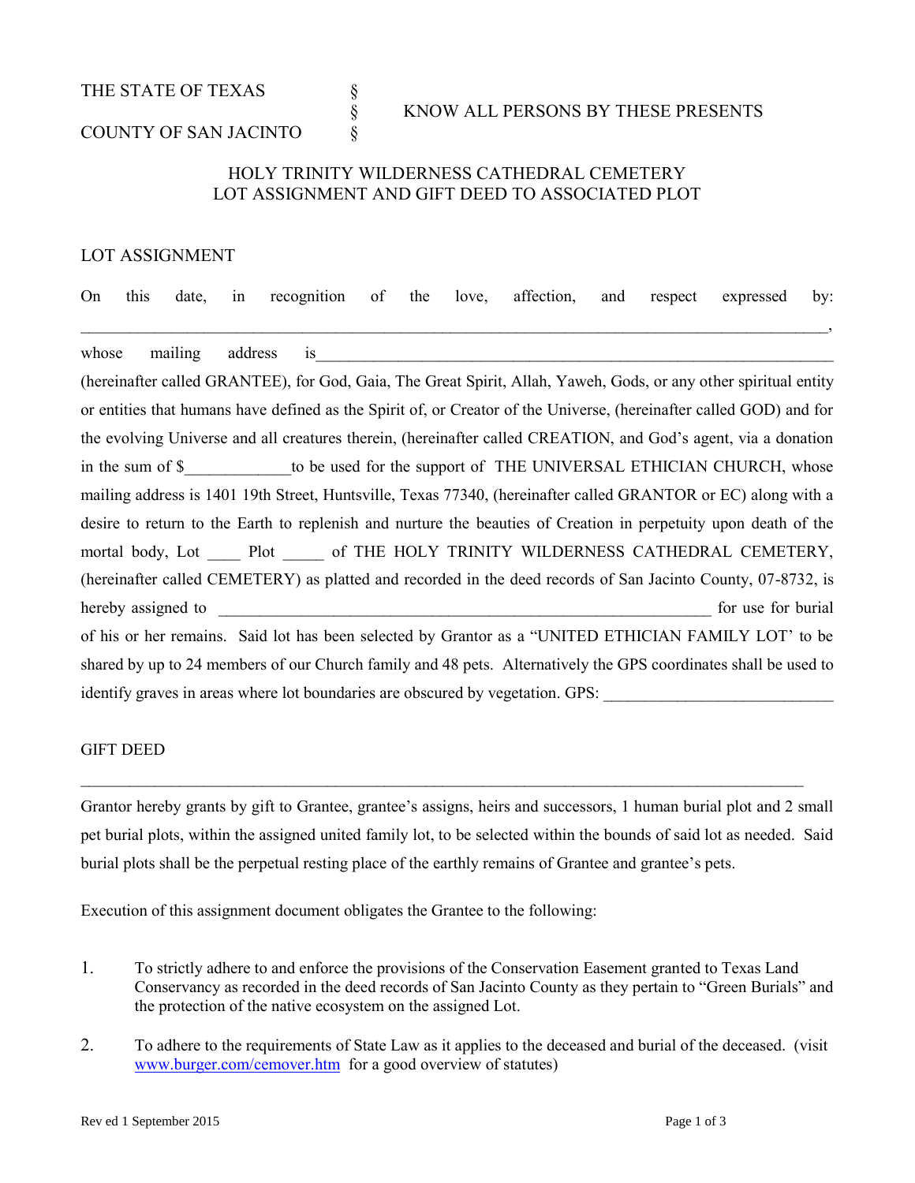THE STATE OF TEXAS §
§ KNOW ALL PERSONS BY THESE PRESENTS
COUNTY OF SAN JACINTO §

# HOLY TRINITY WILDERNESS CATHEDRAL CEMETERY
# LOT ASSIGNMENT AND GIFT DEED TO ASSOCIATED PLOT

## LOT ASSIGNMENT

On this date, in recognition of the love, affection, and respect expressed by: ______________________________________________________________________________________________, whose mailing address is_______________________________________________________________ (hereinafter called GRANTEE), for God, Gaia, The Great Spirit, Allah, Yaweh, Gods, or any other spiritual entity or entities that humans have defined as the Spirit of, or Creator of the Universe, (hereinafter called GOD) and for the evolving Universe and all creatures therein, (hereinafter called CREATION, and God's agent, via a donation in the sum of $_____________to be used for the support of THE UNIVERSAL ETHICIAN CHURCH, whose mailing address is 1401 19th Street, Huntsville, Texas 77340, (hereinafter called GRANTOR or EC) along with a desire to return to the Earth to replenish and nurture the beauties of Creation in perpetuity upon death of the mortal body, Lot ____ Plot _____ of THE HOLY TRINITY WILDERNESS CATHEDRAL CEMETERY, (hereinafter called CEMETERY) as platted and recorded in the deed records of San Jacinto County, 07-8732, is hereby assigned to _______________________________________________________________ for use for burial of his or her remains. Said lot has been selected by Grantor as a "UNITED ETHICIAN FAMILY LOT' to be shared by up to 24 members of our Church family and 48 pets. Alternatively the GPS coordinates shall be used to identify graves in areas where lot boundaries are obscured by vegetation. GPS: ____________________________

## GIFT DEED

_____________________________________________________________________________________________

Grantor hereby grants by gift to Grantee, grantee's assigns, heirs and successors, 1 human burial plot and 2 small pet burial plots, within the assigned united family lot, to be selected within the bounds of said lot as needed. Said burial plots shall be the perpetual resting place of the earthly remains of Grantee and grantee's pets.

Execution of this assignment document obligates the Grantee to the following:

1. To strictly adhere to and enforce the provisions of the Conservation Easement granted to Texas Land Conservancy as recorded in the deed records of San Jacinto County as they pertain to "Green Burials" and the protection of the native ecosystem on the assigned Lot.

2. To adhere to the requirements of State Law as it applies to the deceased and burial of the deceased. (visit www.burger.com/cemover.htm for a good overview of statutes)

Rev ed 1 September 2015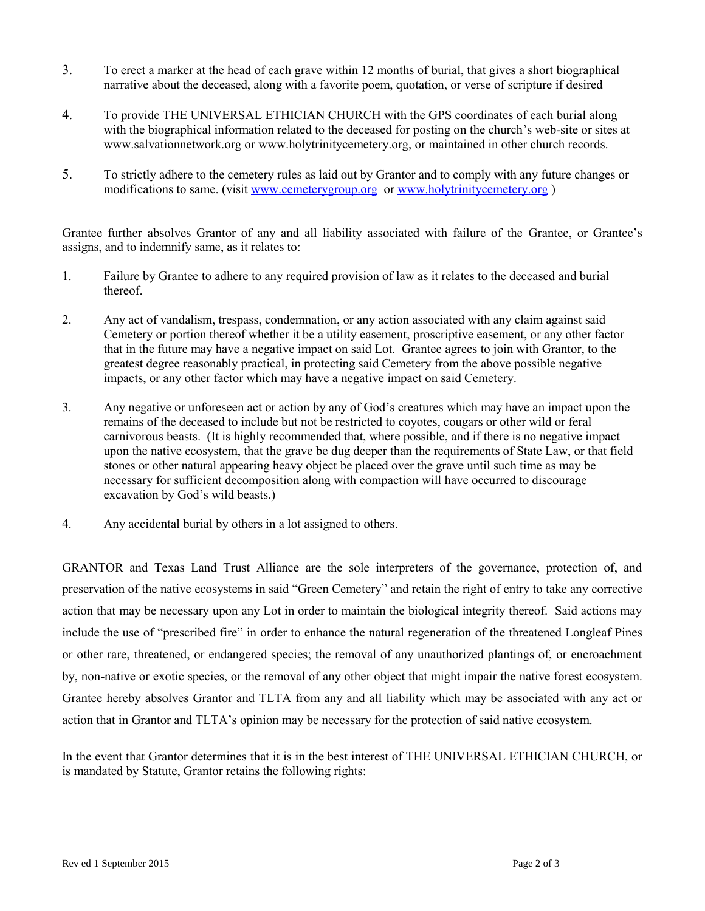3. To erect a marker at the head of each grave within 12 months of burial, that gives a short biographical narrative about the deceased, along with a favorite poem, quotation, or verse of scripture if desired

4. To provide THE UNIVERSAL ETHICIAN CHURCH with the GPS coordinates of each burial along with the biographical information related to the deceased for posting on the church's web-site or sites at www.salvationnetwork.org or www.holytrinitycemetery.org, or maintained in other church records.

5. To strictly adhere to the cemetery rules as laid out by Grantor and to comply with any future changes or modifications to same. (visit [www.cemeterygroup.org](http://www.cemeterygroup.org) or [www.holytrinitycemetery.org](http://www.holytrinitycemetery.org) )

Grantee further absolves Grantor of any and all liability associated with failure of the Grantee, or Grantee's assigns, and to indemnify same, as it relates to:

1. Failure by Grantee to adhere to any required provision of law as it relates to the deceased and burial thereof.

2. Any act of vandalism, trespass, condemnation, or any action associated with any claim against said Cemetery or portion thereof whether it be a utility easement, proscriptive easement, or any other factor that in the future may have a negative impact on said Lot. Grantee agrees to join with Grantor, to the greatest degree reasonably practical, in protecting said Cemetery from the above possible negative impacts, or any other factor which may have a negative impact on said Cemetery.

3. Any negative or unforeseen act or action by any of God's creatures which may have an impact upon the remains of the deceased to include but not be restricted to coyotes, cougars or other wild or feral carnivorous beasts. (It is highly recommended that, where possible, and if there is no negative impact upon the native ecosystem, that the grave be dug deeper than the requirements of State Law, or that field stones or other natural appearing heavy object be placed over the grave until such time as may be necessary for sufficient decomposition along with compaction will have occurred to discourage excavation by God's wild beasts.)

4. Any accidental burial by others in a lot assigned to others.

GRANTOR and Texas Land Trust Alliance are the sole interpreters of the governance, protection of, and preservation of the native ecosystems in said "Green Cemetery" and retain the right of entry to take any corrective action that may be necessary upon any Lot in order to maintain the biological integrity thereof. Said actions may include the use of "prescribed fire" in order to enhance the natural regeneration of the threatened Longleaf Pines or other rare, threatened, or endangered species; the removal of any unauthorized plantings of, or encroachment by, non-native or exotic species, or the removal of any other object that might impair the native forest ecosystem. Grantee hereby absolves Grantor and TLTA from any and all liability which may be associated with any act or action that in Grantor and TLTA's opinion may be necessary for the protection of said native ecosystem.

In the event that Grantor determines that it is in the best interest of THE UNIVERSAL ETHICIAN CHURCH, or is mandated by Statute, Grantor retains the following rights:

Rev ed 1 September 2015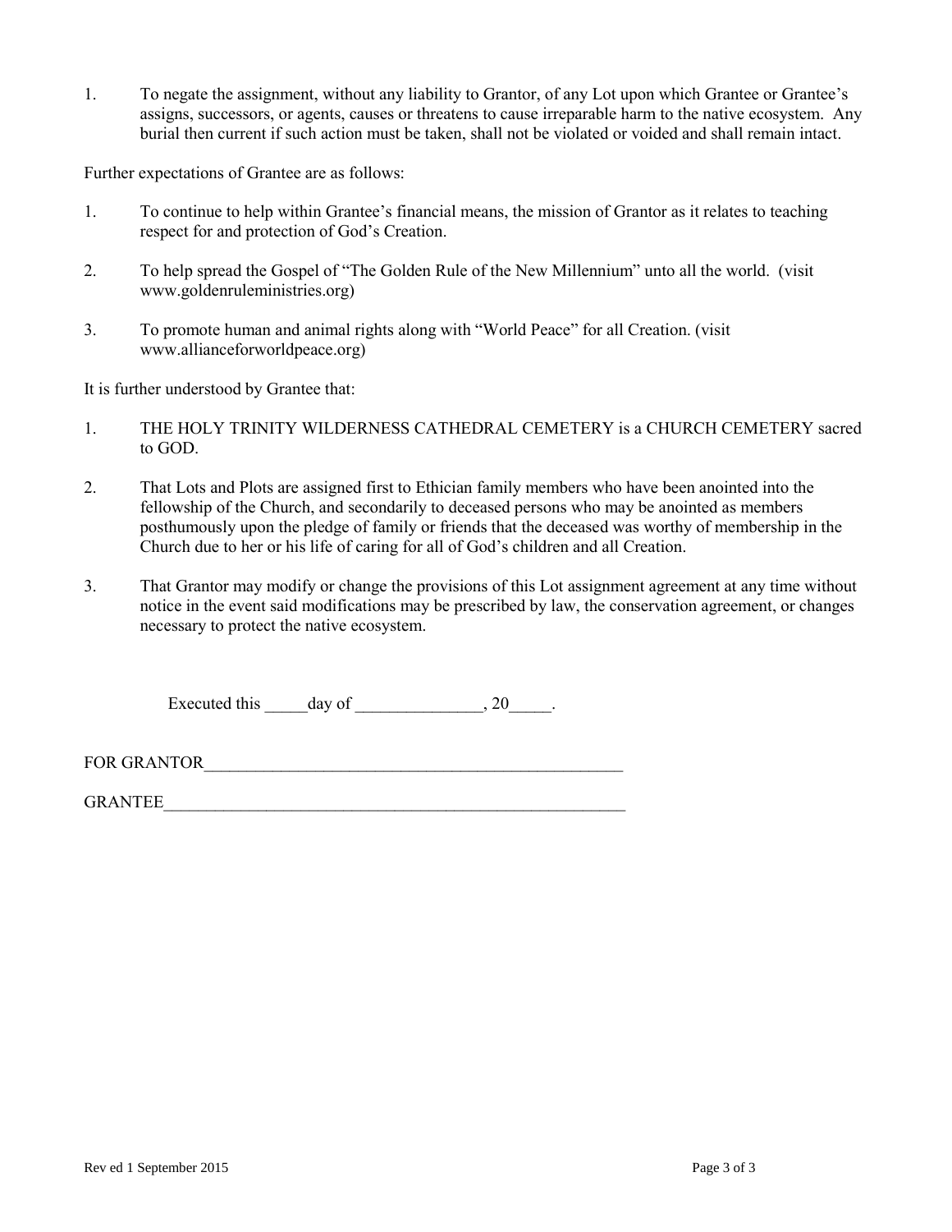1. To negate the assignment, without any liability to Grantor, of any Lot upon which Grantee or Grantee's assigns, successors, or agents, causes or threatens to cause irreparable harm to the native ecosystem. Any burial then current if such action must be taken, shall not be violated or voided and shall remain intact.

Further expectations of Grantee are as follows:

1. To continue to help within Grantee's financial means, the mission of Grantor as it relates to teaching respect for and protection of God's Creation.

2. To help spread the Gospel of "The Golden Rule of the New Millennium" unto all the world. (visit www.goldenruleministries.org)

3. To promote human and animal rights along with "World Peace" for all Creation. (visit www.allianceforworldpeace.org)

It is further understood by Grantee that:

1. THE HOLY TRINITY WILDERNESS CATHEDRAL CEMETERY is a CHURCH CEMETERY sacred to GOD.

2. That Lots and Plots are assigned first to Ethician family members who have been anointed into the fellowship of the Church, and secondarily to deceased persons who may be anointed as members posthumously upon the pledge of family or friends that the deceased was worthy of membership in the Church due to her or his life of caring for all of God's children and all Creation.

3. That Grantor may modify or change the provisions of this Lot assignment agreement at any time without notice in the event said modifications may be prescribed by law, the conservation agreement, or changes necessary to protect the native ecosystem.

Executed this _____day of _______________, 20_____.

FOR GRANTOR_____________________________________________________

GRANTEE__________________________________________________________

Rev ed 1 September 2015